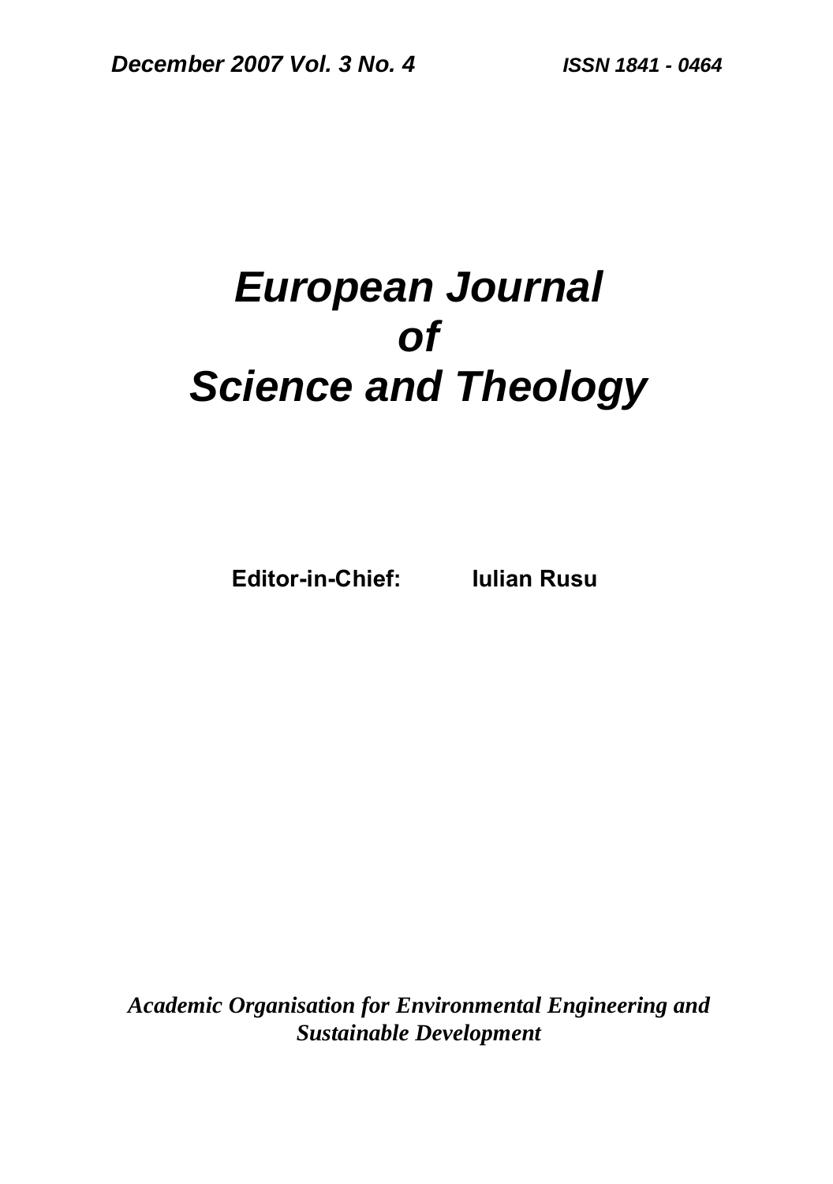*December 2007 Vol. 3 No. 4* *ISSN 1841 - 0464*

# *European Journal of Science and Theology*

**Editor-in-Chief:** **Iulian Rusu**

***Academic Organisation for Environmental Engineering and Sustainable Development***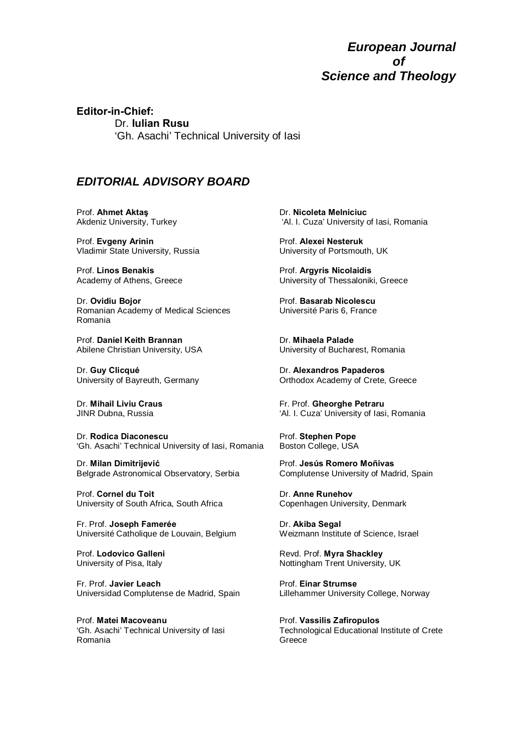# *European Journal of Science and Theology*

**Editor-in-Chief:**

Dr. **Iulian Rusu**
'Gh. Asachi' Technical University of Iasi

## *EDITORIAL ADVISORY BOARD*

Prof. **Ahmet Aktaş**
Akdeniz University, Turkey

Prof. **Evgeny Arinin**
Vladimir State University, Russia

Prof. **Linos Benakis**
Academy of Athens, Greece

Dr. **Ovidiu Bojor**
Romanian Academy of Medical Sciences
Romania

Prof. **Daniel Keith Brannan**
Abilene Christian University, USA

Dr. **Guy Clicqué**
University of Bayreuth, Germany

Dr. **Mihail Liviu Craus**
JINR Dubna, Russia

Dr. **Rodica Diaconescu**
'Gh. Asachi' Technical University of Iasi, Romania

Dr. **Milan Dimitrijević**
Belgrade Astronomical Observatory, Serbia

Prof. **Cornel du Toit**
University of South Africa, South Africa

Fr. Prof. **Joseph Famerée**
Université Catholique de Louvain, Belgium

Prof. **Lodovico Galleni**
University of Pisa, Italy

Fr. Prof. **Javier Leach**
Universidad Complutense de Madrid, Spain

Prof. **Matei Macoveanu**
'Gh. Asachi' Technical University of Iasi
Romania

Dr. **Nicoleta Melniciuc**
'Al. I. Cuza' University of Iasi, Romania

Prof. **Alexei Nesteruk**
University of Portsmouth, UK

Prof. **Argyris Nicolaidis**
University of Thessaloniki, Greece

Prof. **Basarab Nicolescu**
Université Paris 6, France

Dr. **Mihaela Palade**
University of Bucharest, Romania

Dr. **Alexandros Papaderos**
Orthodox Academy of Crete, Greece

Fr. Prof. **Gheorghe Petraru**
'Al. I. Cuza' University of Iasi, Romania

Prof. **Stephen Pope**
Boston College, USA

Prof. **Jesús Romero Moñivas**
Complutense University of Madrid, Spain

Dr. **Anne Runehov**
Copenhagen University, Denmark

Dr. **Akiba Segal**
Weizmann Institute of Science, Israel

Revd. Prof. **Myra Shackley**
Nottingham Trent University, UK

Prof. **Einar Strumse**
Lillehammer University College, Norway

Prof. **Vassilis Zafiropulos**
Technological Educational Institute of Crete
Greece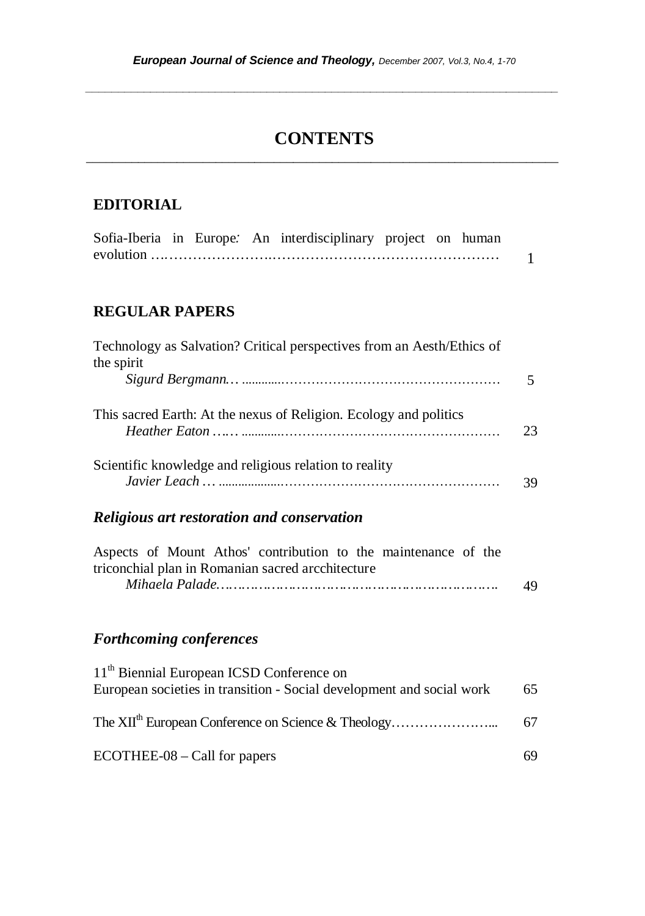# CONTENTS

## EDITORIAL

Sofia-Iberia in Europe: An interdisciplinary project on human evolution …………………………………………………………………… 1

## REGULAR PAPERS

Technology as Salvation? Critical perspectives from an Aesth/Ethics of the spirit
*Sigurd Bergmann*……………………………………………………… 5

This sacred Earth: At the nexus of Religion. Ecology and politics
*Heather Eaton* ……………………………………………………… 23

Scientific knowledge and religious relation to reality
*Javier Leach* ……………………………………………………… 39

### *Religious art restoration and conservation*

Aspects of Mount Athos' contribution to the maintenance of the triconchial plan in Romanian sacred arcchitecture
*Mihaela Palade*……………………………………………………… 49

### *Forthcoming conferences*

11th Biennial European ICSD Conference on
European societies in transition - Social development and social work 65

The XIIth European Conference on Science & Theology…………………... 67

ECOTHEE-08 – Call for papers 69